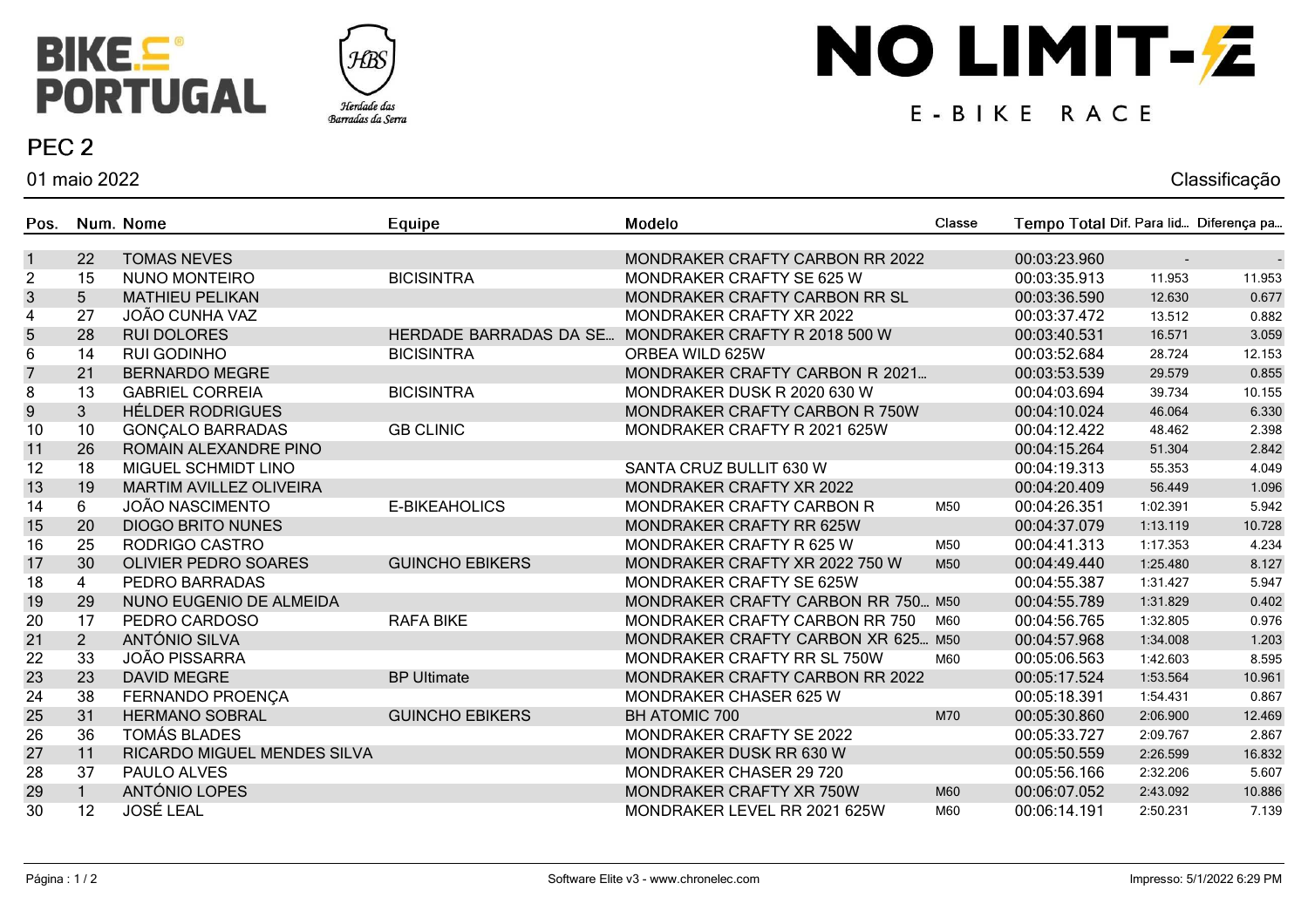BIKE PORTUGAL

Herdade das Barradas da Serra

# NO LIMIT-E

E-BIKE RACE

## PEC 2

01 maio 2022

Classificação

| Pos. | Num. | Nome | Equipe | Modelo | Classe | Tempo Total | Dif. Para lid... | Diferença pa... |
|---|---|---|---|---|---|---|---|---|
| 1 | 22 | TOMAS NEVES | | MONDRAKER CRAFTY CARBON RR 2022 | | 00:03:23.960 | - | - |
| 2 | 15 | NUNO MONTEIRO | BICISINTRA | MONDRAKER CRAFTY SE 625 W | | 00:03:35.913 | 11.953 | 11.953 |
| 3 | 5 | MATHIEU PELIKAN | | MONDRAKER CRAFTY CARBON RR SL | | 00:03:36.590 | 12.630 | 0.677 |
| 4 | 27 | JOÃO CUNHA VAZ | | MONDRAKER CRAFTY XR 2022 | | 00:03:37.472 | 13.512 | 0.882 |
| 5 | 28 | RUI DOLORES | HERDADE BARRADAS DA SE... | MONDRAKER CRAFTY R 2018 500 W | | 00:03:40.531 | 16.571 | 3.059 |
| 6 | 14 | RUI GODINHO | BICISINTRA | ORBEA WILD 625W | | 00:03:52.684 | 28.724 | 12.153 |
| 7 | 21 | BERNARDO MEGRE | | MONDRAKER CRAFTY CARBON R 2021... | | 00:03:53.539 | 29.579 | 0.855 |
| 8 | 13 | GABRIEL CORREIA | BICISINTRA | MONDRAKER DUSK R 2020 630 W | | 00:04:03.694 | 39.734 | 10.155 |
| 9 | 3 | HÉLDER RODRIGUES | | MONDRAKER CRAFTY CARBON R 750W | | 00:04:10.024 | 46.064 | 6.330 |
| 10 | 10 | GONÇALO BARRADAS | GB CLINIC | MONDRAKER CRAFTY R 2021 625W | | 00:04:12.422 | 48.462 | 2.398 |
| 11 | 26 | ROMAIN ALEXANDRE PINO | | | | 00:04:15.264 | 51.304 | 2.842 |
| 12 | 18 | MIGUEL SCHMIDT LINO | | SANTA CRUZ BULLIT 630 W | | 00:04:19.313 | 55.353 | 4.049 |
| 13 | 19 | MARTIM AVILLEZ OLIVEIRA | | MONDRAKER CRAFTY XR 2022 | | 00:04:20.409 | 56.449 | 1.096 |
| 14 | 6 | JOÃO NASCIMENTO | E-BIKEAHOLICS | MONDRAKER CRAFTY CARBON R | M50 | 00:04:26.351 | 1:02.391 | 5.942 |
| 15 | 20 | DIOGO BRITO NUNES | | MONDRAKER CRAFTY RR 625W | | 00:04:37.079 | 1:13.119 | 10.728 |
| 16 | 25 | RODRIGO CASTRO | | MONDRAKER CRAFTY R 625 W | M50 | 00:04:41.313 | 1:17.353 | 4.234 |
| 17 | 30 | OLIVIER PEDRO SOARES | GUINCHO EBIKERS | MONDRAKER CRAFTY XR 2022 750 W | M50 | 00:04:49.440 | 1:25.480 | 8.127 |
| 18 | 4 | PEDRO BARRADAS | | MONDRAKER CRAFTY SE 625W | | 00:04:55.387 | 1:31.427 | 5.947 |
| 19 | 29 | NUNO EUGENIO DE ALMEIDA | | MONDRAKER CRAFTY CARBON RR 750... | M50 | 00:04:55.789 | 1:31.829 | 0.402 |
| 20 | 17 | PEDRO CARDOSO | RAFA BIKE | MONDRAKER CRAFTY CARBON RR 750 | M60 | 00:04:56.765 | 1:32.805 | 0.976 |
| 21 | 2 | ANTÓNIO SILVA | | MONDRAKER CRAFTY CARBON XR 625... | M50 | 00:04:57.968 | 1:34.008 | 1.203 |
| 22 | 33 | JOÃO PISSARRA | | MONDRAKER CRAFTY RR SL 750W | M60 | 00:05:06.563 | 1:42.603 | 8.595 |
| 23 | 23 | DAVID MEGRE | BP Ultimate | MONDRAKER CRAFTY CARBON RR 2022 | | 00:05:17.524 | 1:53.564 | 10.961 |
| 24 | 38 | FERNANDO PROENÇA | | MONDRAKER CHASER 625 W | | 00:05:18.391 | 1:54.431 | 0.867 |
| 25 | 31 | HERMANO SOBRAL | GUINCHO EBIKERS | BH ATOMIC 700 | M70 | 00:05:30.860 | 2:06.900 | 12.469 |
| 26 | 36 | TOMÁS BLADES | | MONDRAKER CRAFTY SE 2022 | | 00:05:33.727 | 2:09.767 | 2.867 |
| 27 | 11 | RICARDO MIGUEL MENDES SILVA | | MONDRAKER DUSK RR 630 W | | 00:05:50.559 | 2:26.599 | 16.832 |
| 28 | 37 | PAULO ALVES | | MONDRAKER CHASER 29 720 | | 00:05:56.166 | 2:32.206 | 5.607 |
| 29 | 1 | ANTÓNIO LOPES | | MONDRAKER CRAFTY XR 750W | M60 | 00:06:07.052 | 2:43.092 | 10.886 |
| 30 | 12 | JOSÉ LEAL | | MONDRAKER LEVEL RR 2021 625W | M60 | 00:06:14.191 | 2:50.231 | 7.139 |

Software Elite v3 - www.chronelec.com

Impresso: 5/1/2022 6:29 PM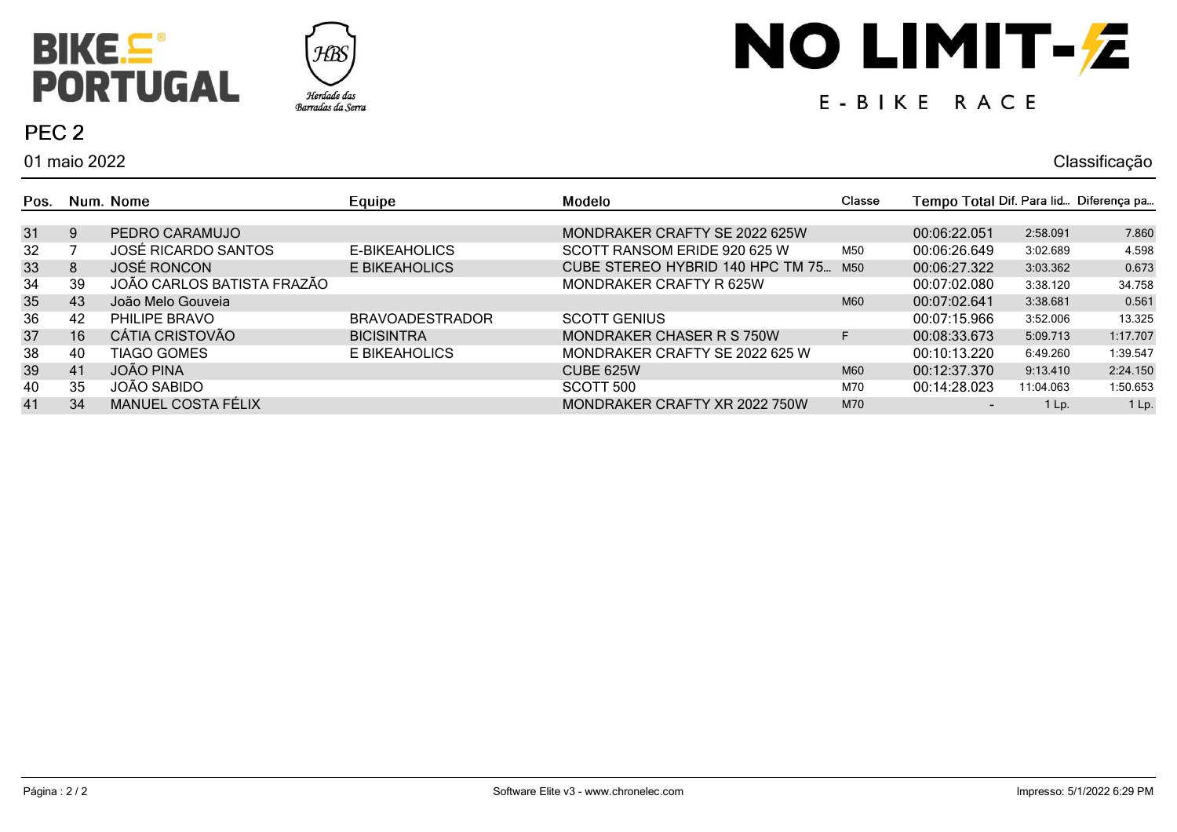BIKE PORTUGAL

Herdade das Barradas da Serra

# NO LIMIT-E

E-BIKE RACE

## PEC 2

01 maio 2022

Classificação

| Pos. | Num. | Nome | Equipe | Modelo | Classe | Tempo Total | Dif. Para lid... | Diferença pa... |
|---|---|---|---|---|---|---|---|---|
| 31 | 9 | PEDRO CARAMUJO | | MONDRAKER CRAFTY SE 2022 625W | | 00:06:22.051 | 2:58.091 | 7.860 |
| 32 | 7 | JOSÉ RICARDO SANTOS | E-BIKEAHOLICS | SCOTT RANSOM ERIDE 920 625 W | M50 | 00:06:26.649 | 3:02.689 | 4.598 |
| 33 | 8 | JOSÉ RONCON | E BIKEAHOLICS | CUBE STEREO HYBRID 140 HPC TM 75... | M50 | 00:06:27.322 | 3:03.362 | 0.673 |
| 34 | 39 | JOÃO CARLOS BATISTA FRAZÃO | | MONDRAKER CRAFTY R 625W | | 00:07:02.080 | 3:38.120 | 34.758 |
| 35 | 43 | João Melo Gouveia | | | M60 | 00:07:02.641 | 3:38.681 | 0.561 |
| 36 | 42 | PHILIPE BRAVO | BRAVOADESTRADOR | SCOTT GENIUS | | 00:07:15.966 | 3:52.006 | 13.325 |
| 37 | 16 | CÁTIA CRISTOVÃO | BICISINTRA | MONDRAKER CHASER R S 750W | F | 00:08:33.673 | 5:09.713 | 1:17.707 |
| 38 | 40 | TIAGO GOMES | E BIKEAHOLICS | MONDRAKER CRAFTY SE 2022 625 W | | 00:10:13.220 | 6:49.260 | 1:39.547 |
| 39 | 41 | JOÃO PINA | | CUBE 625W | M60 | 00:12:37.370 | 9:13.410 | 2:24.150 |
| 40 | 35 | JOÃO SABIDO | | SCOTT 500 | M70 | 00:14:28.023 | 11:04.063 | 1:50.653 |
| 41 | 34 | MANUEL COSTA FÉLIX | | MONDRAKER CRAFTY XR 2022 750W | M70 | - | 1 Lp. | 1 Lp. |

Software Elite v3 - www.chronelec.com

Impresso: 5/1/2022 6:29 PM